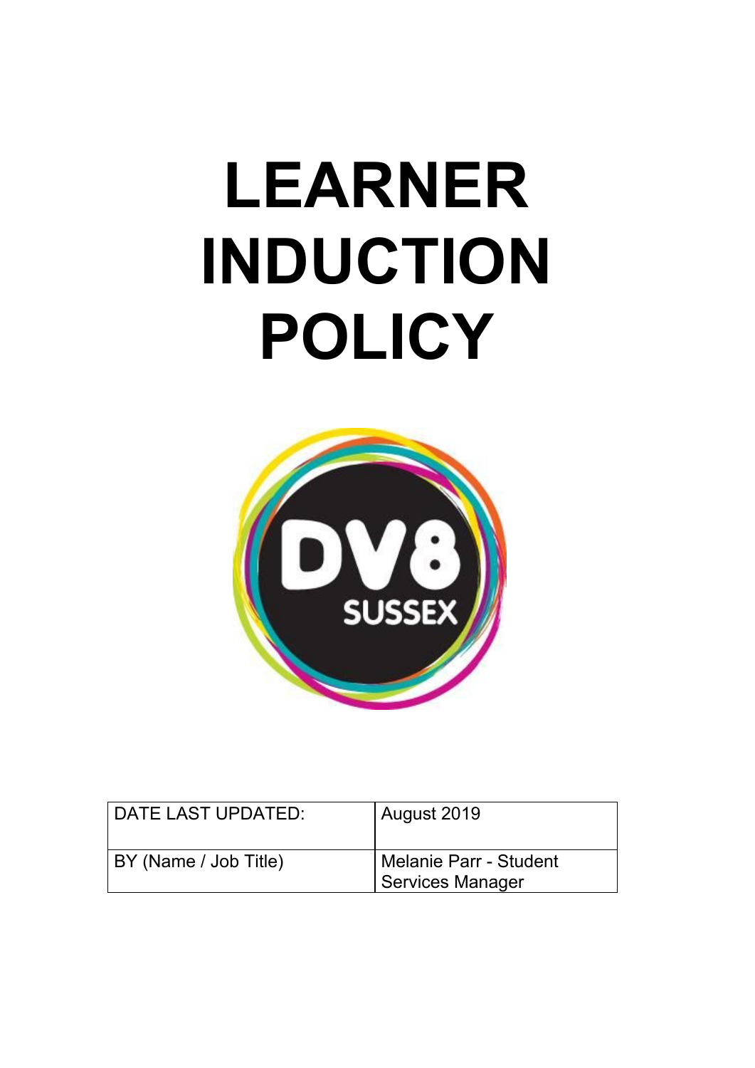# LEARNER INDUCTION POLICY

DV8 SUSSEX

| DATE LAST UPDATED: | August 2019 |
| --- | --- |
| BY (Name / Job Title) | Melanie Parr - Student Services Manager |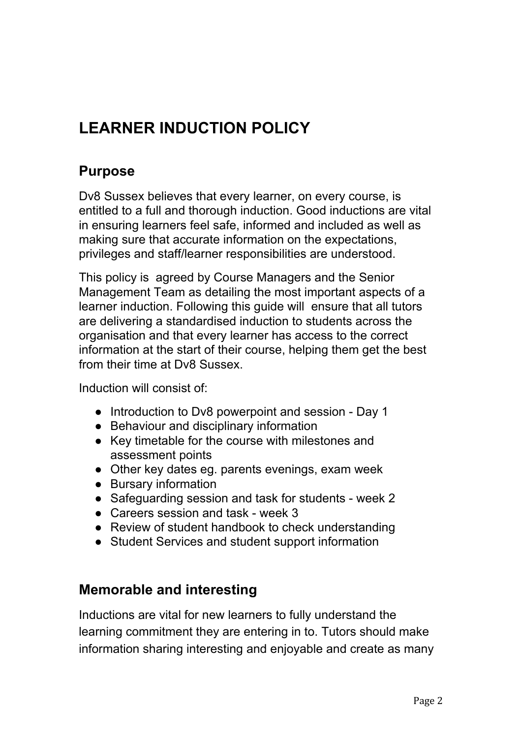# LEARNER INDUCTION POLICY

## Purpose

Dv8 Sussex believes that every learner, on every course, is entitled to a full and thorough induction. Good inductions are vital in ensuring learners feel safe, informed and included as well as making sure that accurate information on the expectations, privileges and staff/learner responsibilities are understood.

This policy is agreed by Course Managers and the Senior Management Team as detailing the most important aspects of a learner induction. Following this guide will ensure that all tutors are delivering a standardised induction to students across the organisation and that every learner has access to the correct information at the start of their course, helping them get the best from their time at Dv8 Sussex.

Induction will consist of:

- Introduction to Dv8 powerpoint and session - Day 1
- Behaviour and disciplinary information
- Key timetable for the course with milestones and assessment points
- Other key dates eg. parents evenings, exam week
- Bursary information
- Safeguarding session and task for students - week 2
- Careers session and task - week 3
- Review of student handbook to check understanding
- Student Services and student support information

## Memorable and interesting

Inductions are vital for new learners to fully understand the learning commitment they are entering in to. Tutors should make information sharing interesting and enjoyable and create as many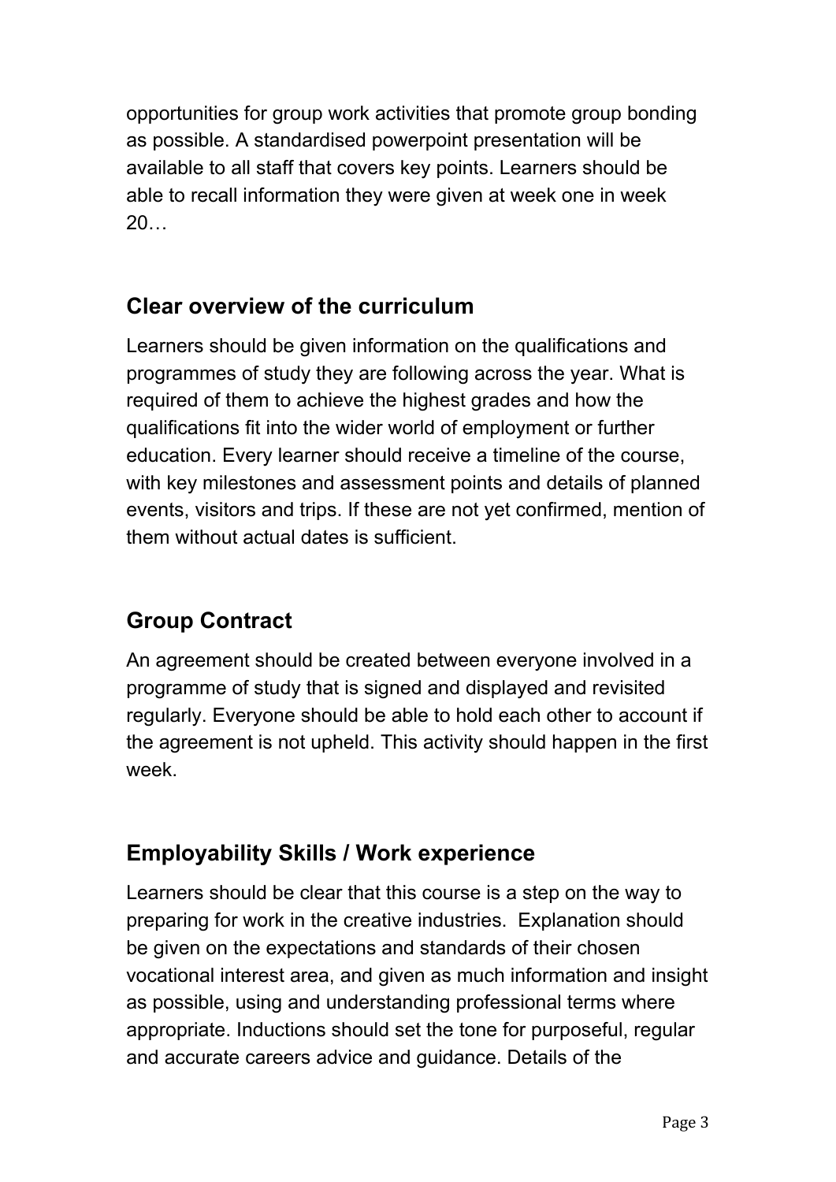opportunities for group work activities that promote group bonding as possible. A standardised powerpoint presentation will be available to all staff that covers key points. Learners should be able to recall information they were given at week one in week 20…

## Clear overview of the curriculum

Learners should be given information on the qualifications and programmes of study they are following across the year. What is required of them to achieve the highest grades and how the qualifications fit into the wider world of employment or further education. Every learner should receive a timeline of the course, with key milestones and assessment points and details of planned events, visitors and trips. If these are not yet confirmed, mention of them without actual dates is sufficient.

## Group Contract

An agreement should be created between everyone involved in a programme of study that is signed and displayed and revisited regularly. Everyone should be able to hold each other to account if the agreement is not upheld. This activity should happen in the first week.

## Employability Skills / Work experience

Learners should be clear that this course is a step on the way to preparing for work in the creative industries. Explanation should be given on the expectations and standards of their chosen vocational interest area, and given as much information and insight as possible, using and understanding professional terms where appropriate. Inductions should set the tone for purposeful, regular and accurate careers advice and guidance. Details of the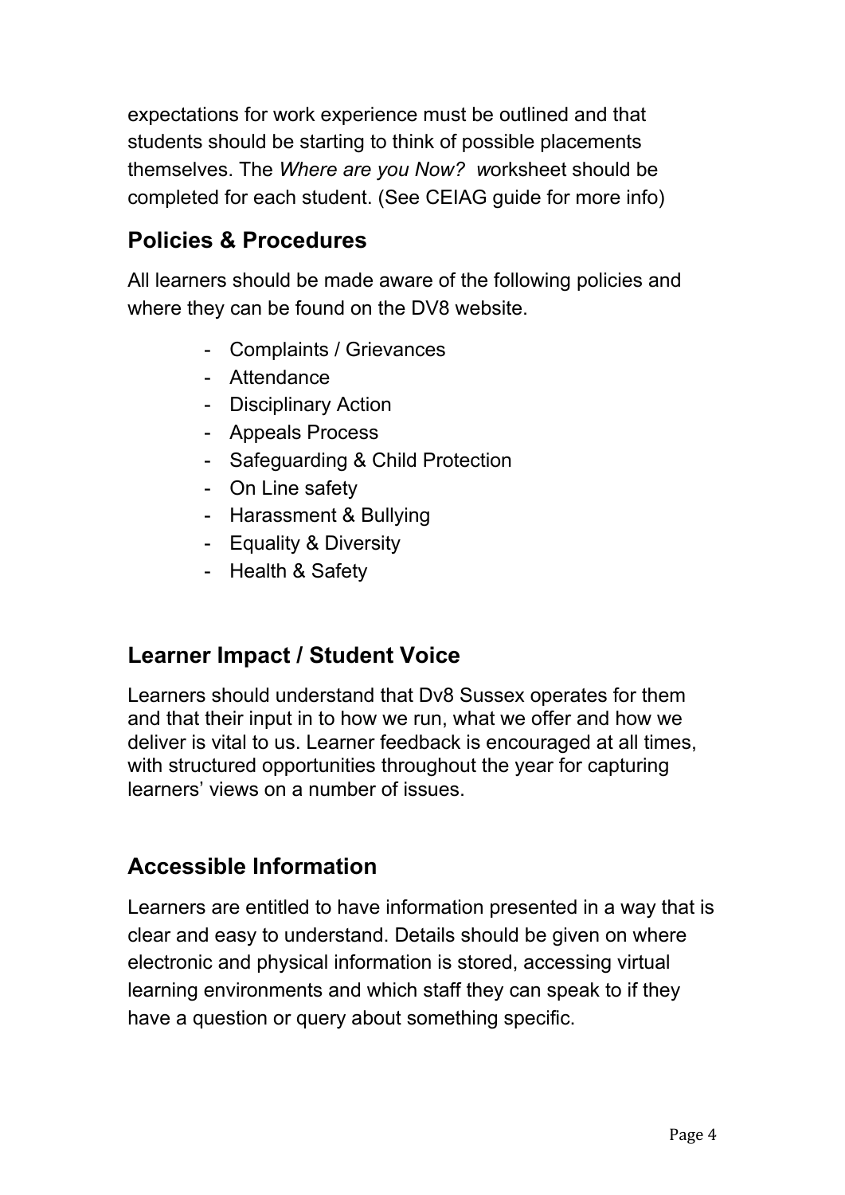expectations for work experience must be outlined and that students should be starting to think of possible placements themselves. The *Where are you Now? w*orksheet should be completed for each student. (See CEIAG guide for more info)

## Policies & Procedures

All learners should be made aware of the following policies and where they can be found on the DV8 website.

- Complaints / Grievances
- Attendance
- Disciplinary Action
- Appeals Process
- Safeguarding & Child Protection
- On Line safety
- Harassment & Bullying
- Equality & Diversity
- Health & Safety

## Learner Impact / Student Voice

Learners should understand that Dv8 Sussex operates for them and that their input in to how we run, what we offer and how we deliver is vital to us. Learner feedback is encouraged at all times, with structured opportunities throughout the year for capturing learners' views on a number of issues.

## Accessible Information

Learners are entitled to have information presented in a way that is clear and easy to understand. Details should be given on where electronic and physical information is stored, accessing virtual learning environments and which staff they can speak to if they have a question or query about something specific.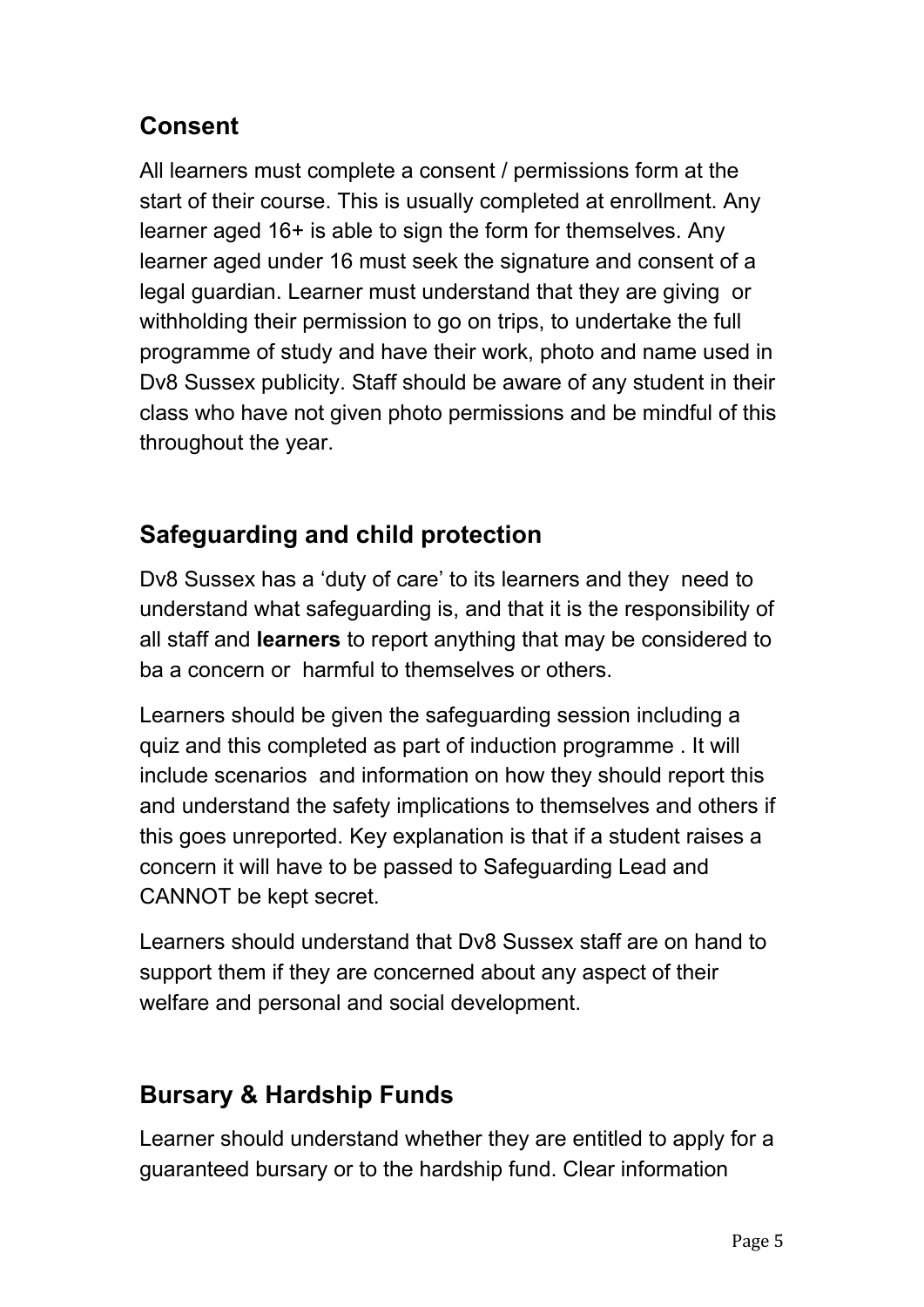## Consent

All learners must complete a consent / permissions form at the start of their course. This is usually completed at enrollment. Any learner aged 16+ is able to sign the form for themselves. Any learner aged under 16 must seek the signature and consent of a legal guardian. Learner must understand that they are giving or withholding their permission to go on trips, to undertake the full programme of study and have their work, photo and name used in Dv8 Sussex publicity. Staff should be aware of any student in their class who have not given photo permissions and be mindful of this throughout the year.

## Safeguarding and child protection

Dv8 Sussex has a 'duty of care' to its learners and they need to understand what safeguarding is, and that it is the responsibility of all staff and **learners** to report anything that may be considered to ba a concern or harmful to themselves or others.

Learners should be given the safeguarding session including a quiz and this completed as part of induction programme . It will include scenarios and information on how they should report this and understand the safety implications to themselves and others if this goes unreported. Key explanation is that if a student raises a concern it will have to be passed to Safeguarding Lead and CANNOT be kept secret.

Learners should understand that Dv8 Sussex staff are on hand to support them if they are concerned about any aspect of their welfare and personal and social development.

## Bursary & Hardship Funds

Learner should understand whether they are entitled to apply for a guaranteed bursary or to the hardship fund. Clear information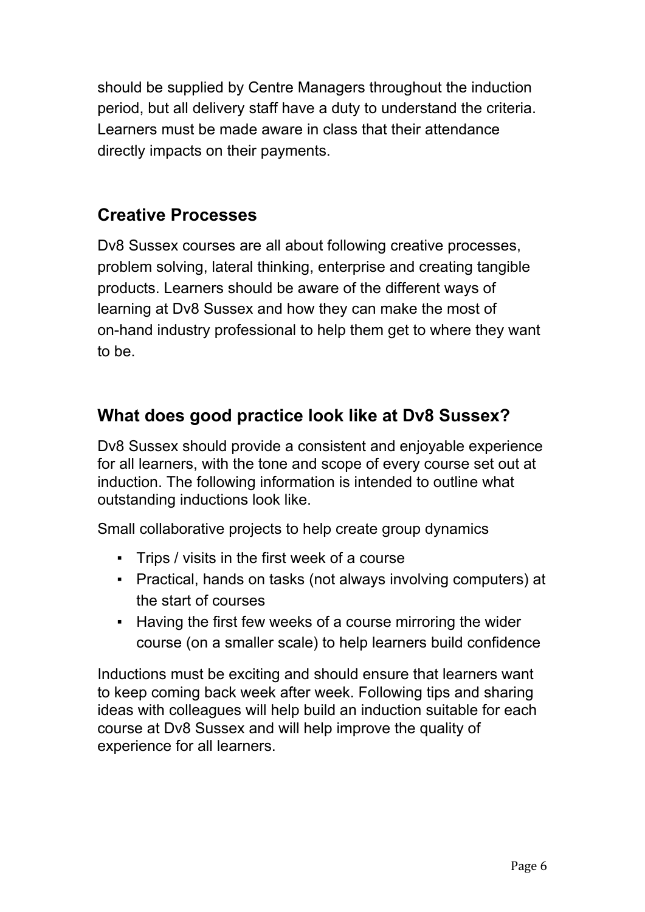should be supplied by Centre Managers throughout the induction period, but all delivery staff have a duty to understand the criteria. Learners must be made aware in class that their attendance directly impacts on their payments.

## Creative Processes

Dv8 Sussex courses are all about following creative processes, problem solving, lateral thinking, enterprise and creating tangible products. Learners should be aware of the different ways of learning at Dv8 Sussex and how they can make the most of on-hand industry professional to help them get to where they want to be.

## What does good practice look like at Dv8 Sussex?

Dv8 Sussex should provide a consistent and enjoyable experience for all learners, with the tone and scope of every course set out at induction. The following information is intended to outline what outstanding inductions look like.

Small collaborative projects to help create group dynamics

- Trips / visits in the first week of a course
- Practical, hands on tasks (not always involving computers) at the start of courses
- Having the first few weeks of a course mirroring the wider course (on a smaller scale) to help learners build confidence

Inductions must be exciting and should ensure that learners want to keep coming back week after week. Following tips and sharing ideas with colleagues will help build an induction suitable for each course at Dv8 Sussex and will help improve the quality of experience for all learners.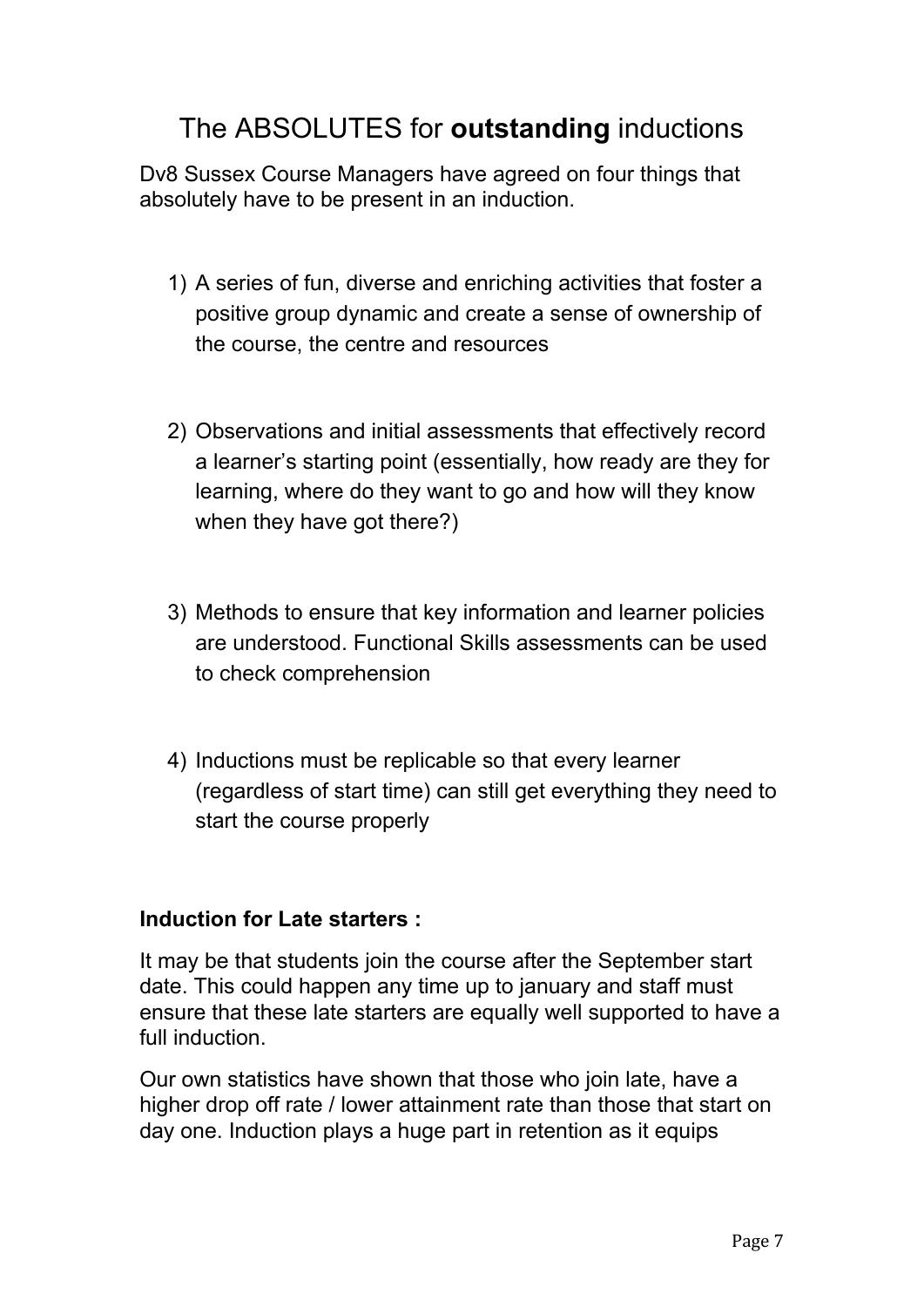# The ABSOLUTES for **outstanding** inductions

Dv8 Sussex Course Managers have agreed on four things that absolutely have to be present in an induction.

1) A series of fun, diverse and enriching activities that foster a positive group dynamic and create a sense of ownership of the course, the centre and resources

2) Observations and initial assessments that effectively record a learner's starting point (essentially, how ready are they for learning, where do they want to go and how will they know when they have got there?)

3) Methods to ensure that key information and learner policies are understood. Functional Skills assessments can be used to check comprehension

4) Inductions must be replicable so that every learner (regardless of start time) can still get everything they need to start the course properly

**Induction for Late starters :**

It may be that students join the course after the September start date. This could happen any time up to january and staff must ensure that these late starters are equally well supported to have a full induction.

Our own statistics have shown that those who join late, have a higher drop off rate / lower attainment rate than those that start on day one. Induction plays a huge part in retention as it equips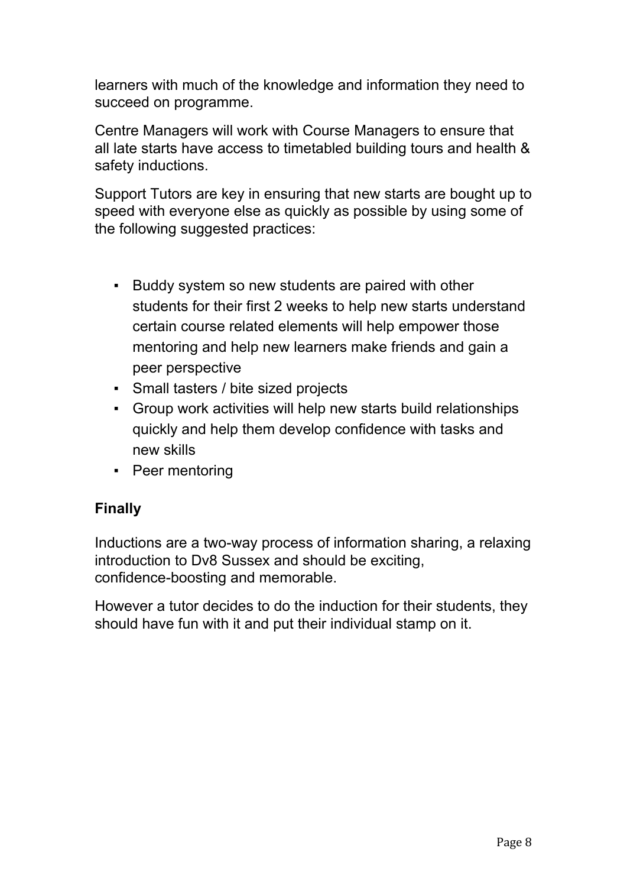learners with much of the knowledge and information they need to succeed on programme.

Centre Managers will work with Course Managers to ensure that all late starts have access to timetabled building tours and health & safety inductions.

Support Tutors are key in ensuring that new starts are bought up to speed with everyone else as quickly as possible by using some of the following suggested practices:

- Buddy system so new students are paired with other students for their first 2 weeks to help new starts understand certain course related elements will help empower those mentoring and help new learners make friends and gain a peer perspective
- Small tasters / bite sized projects
- Group work activities will help new starts build relationships quickly and help them develop confidence with tasks and new skills
- Peer mentoring

**Finally**

Inductions are a two-way process of information sharing, a relaxing introduction to Dv8 Sussex and should be exciting, confidence-boosting and memorable.

However a tutor decides to do the induction for their students, they should have fun with it and put their individual stamp on it.